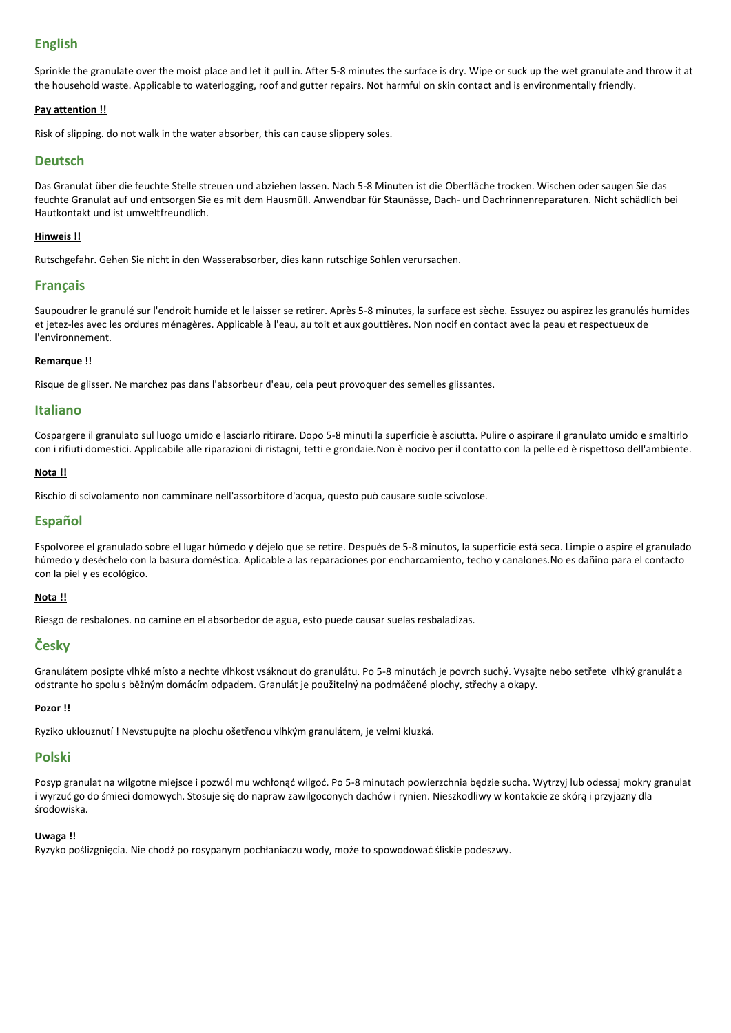## English

Sprinkle the granulate over the moist place and let it pull in. After 5-8 minutes the surface is dry. Wipe or suck up the wet granulate and throw it at the household waste. Applicable to waterlogging, roof and gutter repairs. Not harmful on skin contact and is environmentally friendly.

**Pay attention !!**

Risk of slipping. do not walk in the water absorber, this can cause slippery soles.

## Deutsch

Das Granulat über die feuchte Stelle streuen und abziehen lassen. Nach 5-8 Minuten ist die Oberfläche trocken. Wischen oder saugen Sie das feuchte Granulat auf und entsorgen Sie es mit dem Hausmüll. Anwendbar für Staunässe, Dach- und Dachrinnenreparaturen. Nicht schädlich bei Hautkontakt und ist umweltfreundlich.

**Hinweis !!**

Rutschgefahr. Gehen Sie nicht in den Wasserabsorber, dies kann rutschige Sohlen verursachen.

## Français

Saupoudrer le granulé sur l'endroit humide et le laisser se retirer. Après 5-8 minutes, la surface est sèche. Essuyez ou aspirez les granulés humides et jetez-les avec les ordures ménagères. Applicable à l'eau, au toit et aux gouttières. Non nocif en contact avec la peau et respectueux de l'environnement.

**Remarque !!**

Risque de glisser. Ne marchez pas dans l'absorbeur d'eau, cela peut provoquer des semelles glissantes.

## Italiano

Cospargere il granulato sul luogo umido e lasciarlo ritirare. Dopo 5-8 minuti la superficie è asciutta. Pulire o aspirare il granulato umido e smaltirlo con i rifiuti domestici. Applicabile alle riparazioni di ristagni, tetti e grondaie.Non è nocivo per il contatto con la pelle ed è rispettoso dell'ambiente.

**Nota !!**

Rischio di scivolamento non camminare nell'assorbitore d'acqua, questo può causare suole scivolose.

## Español

Espolvoree el granulado sobre el lugar húmedo y déjelo que se retire. Después de 5-8 minutos, la superficie está seca. Limpie o aspire el granulado húmedo y deséchelo con la basura doméstica. Aplicable a las reparaciones por encharcamiento, techo y canalones.No es dañino para el contacto con la piel y es ecológico.

**Nota !!**

Riesgo de resbalones. no camine en el absorbedor de agua, esto puede causar suelas resbaladizas.

## Česky

Granulátem posipte vlhké místo a nechte vlhkost vsáknout do granulátu. Po 5-8 minutách je povrch suchý. Vysajte nebo setřete vlhký granulát a odstrante ho spolu s běžným domácím odpadem. Granulát je použitelný na podmáčené plochy, střechy a okapy.

**Pozor !!**

Ryziko uklouznutí ! Nevstupujte na plochu ošetřenou vlhkým granulátem, je velmi kluzká.

## Polski

Posyp granulat na wilgotne miejsce i pozwól mu wchłonąć wilgoć. Po 5-8 minutach powierzchnia będzie sucha. Wytrzyj lub odessaj mokry granulat i wyrzuć go do śmieci domowych. Stosuje się do napraw zawilgoconych dachów i rynien. Nieszkodliwy w kontakcie ze skórą i przyjazny dla środowiska.

**Uwaga !!**

Ryzyko poślizgnięcia. Nie chodź po rosypanym pochłaniaczu wody, może to spowodować śliskie podeszwy.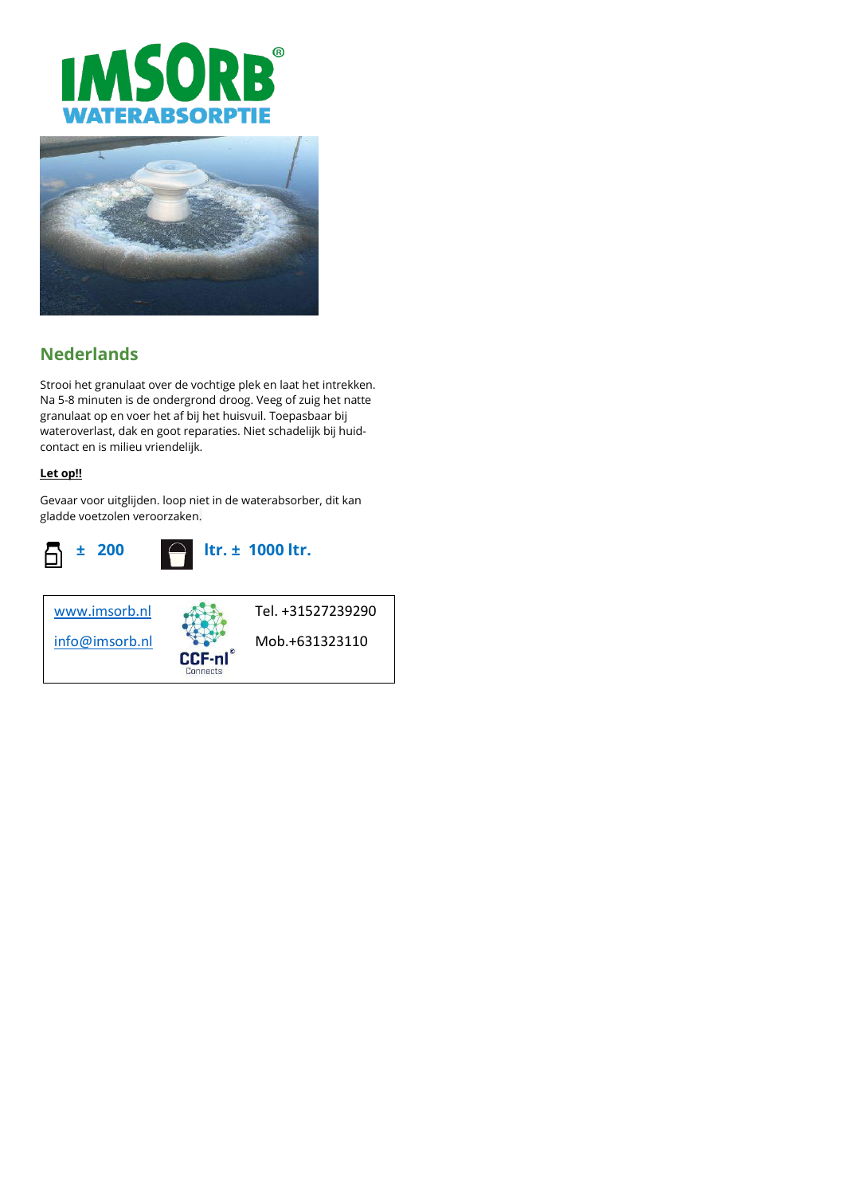**IMSORB®**
**WATERABSORPTIE**

## Nederlands

Strooi het granulaat over de vochtige plek en laat het intrekken. Na 5-8 minuten is de ondergrond droog. Veeg of zuig het natte granulaat op en voer het af bij het huisvuil. Toepasbaar bij wateroverlast, dak en goot reparaties. Niet schadelijk bij huid-contact en is milieu vriendelijk.

**Let op!!**

Gevaar voor uitglijden. loop niet in de waterabsorber, dit kan gladde voetzolen veroorzaken.

**± 200 ltr. ± 1000 ltr.**

| | | |
|---|---|---|
| www.imsorb.nl | CCF-nl Connects | Tel. +31527239290 |
| info@imsorb.nl | | Mob.+631323110 |